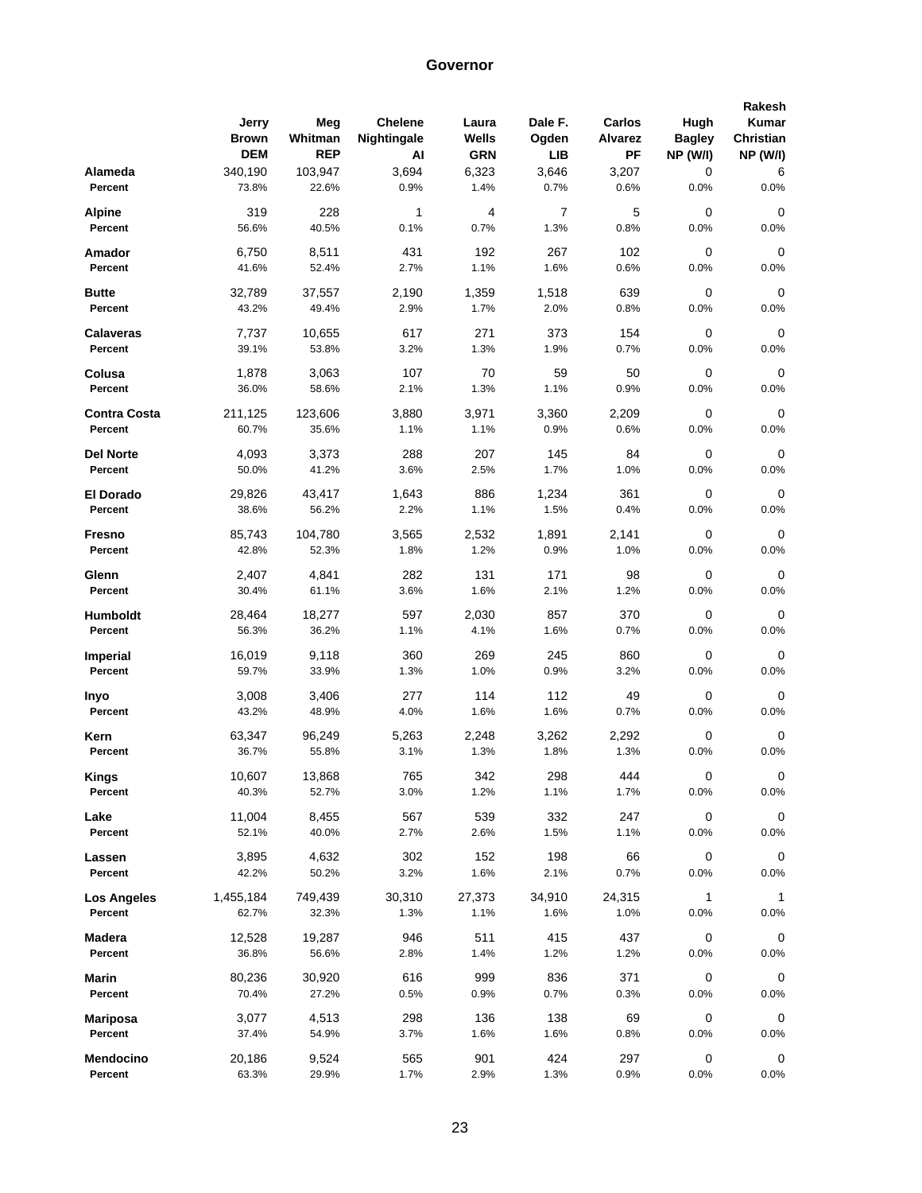## Governor

| | Jerry Brown DEM | Meg Whitman REP | Chelene Nightingale AI | Laura Wells GRN | Dale F. Ogden LIB | Carlos Alvarez PF | Hugh Bagley NP (W/I) | Rakesh Kumar Christian NP (W/I) |
|---|---|---|---|---|---|---|---|---|
| **Alameda** | 340,190 | 103,947 | 3,694 | 6,323 | 3,646 | 3,207 | 0 | 6 |
| **Percent** | 73.8% | 22.6% | 0.9% | 1.4% | 0.7% | 0.6% | 0.0% | 0.0% |
| **Alpine** | 319 | 228 | 1 | 4 | 7 | 5 | 0 | 0 |
| **Percent** | 56.6% | 40.5% | 0.1% | 0.7% | 1.3% | 0.8% | 0.0% | 0.0% |
| **Amador** | 6,750 | 8,511 | 431 | 192 | 267 | 102 | 0 | 0 |
| **Percent** | 41.6% | 52.4% | 2.7% | 1.1% | 1.6% | 0.6% | 0.0% | 0.0% |
| **Butte** | 32,789 | 37,557 | 2,190 | 1,359 | 1,518 | 639 | 0 | 0 |
| **Percent** | 43.2% | 49.4% | 2.9% | 1.7% | 2.0% | 0.8% | 0.0% | 0.0% |
| **Calaveras** | 7,737 | 10,655 | 617 | 271 | 373 | 154 | 0 | 0 |
| **Percent** | 39.1% | 53.8% | 3.2% | 1.3% | 1.9% | 0.7% | 0.0% | 0.0% |
| **Colusa** | 1,878 | 3,063 | 107 | 70 | 59 | 50 | 0 | 0 |
| **Percent** | 36.0% | 58.6% | 2.1% | 1.3% | 1.1% | 0.9% | 0.0% | 0.0% |
| **Contra Costa** | 211,125 | 123,606 | 3,880 | 3,971 | 3,360 | 2,209 | 0 | 0 |
| **Percent** | 60.7% | 35.6% | 1.1% | 1.1% | 0.9% | 0.6% | 0.0% | 0.0% |
| **Del Norte** | 4,093 | 3,373 | 288 | 207 | 145 | 84 | 0 | 0 |
| **Percent** | 50.0% | 41.2% | 3.6% | 2.5% | 1.7% | 1.0% | 0.0% | 0.0% |
| **El Dorado** | 29,826 | 43,417 | 1,643 | 886 | 1,234 | 361 | 0 | 0 |
| **Percent** | 38.6% | 56.2% | 2.2% | 1.1% | 1.5% | 0.4% | 0.0% | 0.0% |
| **Fresno** | 85,743 | 104,780 | 3,565 | 2,532 | 1,891 | 2,141 | 0 | 0 |
| **Percent** | 42.8% | 52.3% | 1.8% | 1.2% | 0.9% | 1.0% | 0.0% | 0.0% |
| **Glenn** | 2,407 | 4,841 | 282 | 131 | 171 | 98 | 0 | 0 |
| **Percent** | 30.4% | 61.1% | 3.6% | 1.6% | 2.1% | 1.2% | 0.0% | 0.0% |
| **Humboldt** | 28,464 | 18,277 | 597 | 2,030 | 857 | 370 | 0 | 0 |
| **Percent** | 56.3% | 36.2% | 1.1% | 4.1% | 1.6% | 0.7% | 0.0% | 0.0% |
| **Imperial** | 16,019 | 9,118 | 360 | 269 | 245 | 860 | 0 | 0 |
| **Percent** | 59.7% | 33.9% | 1.3% | 1.0% | 0.9% | 3.2% | 0.0% | 0.0% |
| **Inyo** | 3,008 | 3,406 | 277 | 114 | 112 | 49 | 0 | 0 |
| **Percent** | 43.2% | 48.9% | 4.0% | 1.6% | 1.6% | 0.7% | 0.0% | 0.0% |
| **Kern** | 63,347 | 96,249 | 5,263 | 2,248 | 3,262 | 2,292 | 0 | 0 |
| **Percent** | 36.7% | 55.8% | 3.1% | 1.3% | 1.8% | 1.3% | 0.0% | 0.0% |
| **Kings** | 10,607 | 13,868 | 765 | 342 | 298 | 444 | 0 | 0 |
| **Percent** | 40.3% | 52.7% | 3.0% | 1.2% | 1.1% | 1.7% | 0.0% | 0.0% |
| **Lake** | 11,004 | 8,455 | 567 | 539 | 332 | 247 | 0 | 0 |
| **Percent** | 52.1% | 40.0% | 2.7% | 2.6% | 1.5% | 1.1% | 0.0% | 0.0% |
| **Lassen** | 3,895 | 4,632 | 302 | 152 | 198 | 66 | 0 | 0 |
| **Percent** | 42.2% | 50.2% | 3.2% | 1.6% | 2.1% | 0.7% | 0.0% | 0.0% |
| **Los Angeles** | 1,455,184 | 749,439 | 30,310 | 27,373 | 34,910 | 24,315 | 1 | 1 |
| **Percent** | 62.7% | 32.3% | 1.3% | 1.1% | 1.6% | 1.0% | 0.0% | 0.0% |
| **Madera** | 12,528 | 19,287 | 946 | 511 | 415 | 437 | 0 | 0 |
| **Percent** | 36.8% | 56.6% | 2.8% | 1.4% | 1.2% | 1.2% | 0.0% | 0.0% |
| **Marin** | 80,236 | 30,920 | 616 | 999 | 836 | 371 | 0 | 0 |
| **Percent** | 70.4% | 27.2% | 0.5% | 0.9% | 0.7% | 0.3% | 0.0% | 0.0% |
| **Mariposa** | 3,077 | 4,513 | 298 | 136 | 138 | 69 | 0 | 0 |
| **Percent** | 37.4% | 54.9% | 3.7% | 1.6% | 1.6% | 0.8% | 0.0% | 0.0% |
| **Mendocino** | 20,186 | 9,524 | 565 | 901 | 424 | 297 | 0 | 0 |
| **Percent** | 63.3% | 29.9% | 1.7% | 2.9% | 1.3% | 0.9% | 0.0% | 0.0% |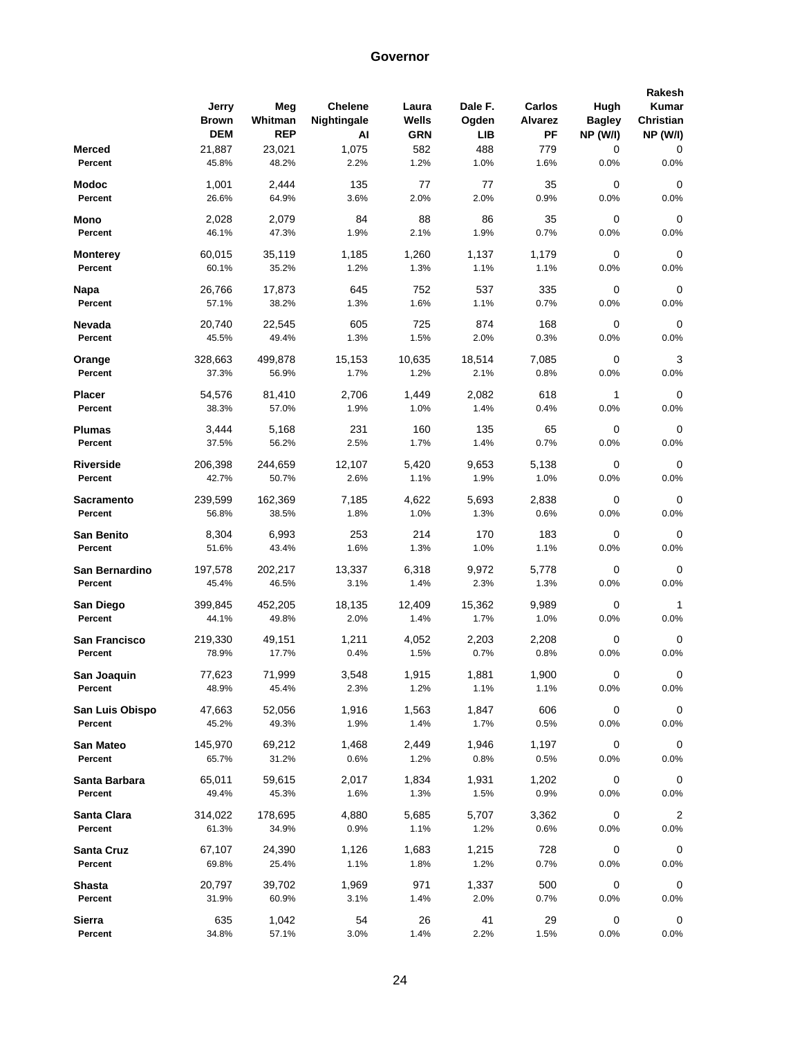# Governor

| | Jerry Brown DEM | Meg Whitman REP | Chelene Nightingale AI | Laura Wells GRN | Dale F. Ogden LIB | Carlos Alvarez PF | Hugh Bagley NP (W/I) | Rakesh Kumar Christian NP (W/I) |
|---|---|---|---|---|---|---|---|---|
| **Merced** | 21,887 | 23,021 | 1,075 | 582 | 488 | 779 | 0 | 0 |
| **Percent** | 45.8% | 48.2% | 2.2% | 1.2% | 1.0% | 1.6% | 0.0% | 0.0% |
| **Modoc** | 1,001 | 2,444 | 135 | 77 | 77 | 35 | 0 | 0 |
| **Percent** | 26.6% | 64.9% | 3.6% | 2.0% | 2.0% | 0.9% | 0.0% | 0.0% |
| **Mono** | 2,028 | 2,079 | 84 | 88 | 86 | 35 | 0 | 0 |
| **Percent** | 46.1% | 47.3% | 1.9% | 2.1% | 1.9% | 0.7% | 0.0% | 0.0% |
| **Monterey** | 60,015 | 35,119 | 1,185 | 1,260 | 1,137 | 1,179 | 0 | 0 |
| **Percent** | 60.1% | 35.2% | 1.2% | 1.3% | 1.1% | 1.1% | 0.0% | 0.0% |
| **Napa** | 26,766 | 17,873 | 645 | 752 | 537 | 335 | 0 | 0 |
| **Percent** | 57.1% | 38.2% | 1.3% | 1.6% | 1.1% | 0.7% | 0.0% | 0.0% |
| **Nevada** | 20,740 | 22,545 | 605 | 725 | 874 | 168 | 0 | 0 |
| **Percent** | 45.5% | 49.4% | 1.3% | 1.5% | 2.0% | 0.3% | 0.0% | 0.0% |
| **Orange** | 328,663 | 499,878 | 15,153 | 10,635 | 18,514 | 7,085 | 0 | 3 |
| **Percent** | 37.3% | 56.9% | 1.7% | 1.2% | 2.1% | 0.8% | 0.0% | 0.0% |
| **Placer** | 54,576 | 81,410 | 2,706 | 1,449 | 2,082 | 618 | 1 | 0 |
| **Percent** | 38.3% | 57.0% | 1.9% | 1.0% | 1.4% | 0.4% | 0.0% | 0.0% |
| **Plumas** | 3,444 | 5,168 | 231 | 160 | 135 | 65 | 0 | 0 |
| **Percent** | 37.5% | 56.2% | 2.5% | 1.7% | 1.4% | 0.7% | 0.0% | 0.0% |
| **Riverside** | 206,398 | 244,659 | 12,107 | 5,420 | 9,653 | 5,138 | 0 | 0 |
| **Percent** | 42.7% | 50.7% | 2.6% | 1.1% | 1.9% | 1.0% | 0.0% | 0.0% |
| **Sacramento** | 239,599 | 162,369 | 7,185 | 4,622 | 5,693 | 2,838 | 0 | 0 |
| **Percent** | 56.8% | 38.5% | 1.8% | 1.0% | 1.3% | 0.6% | 0.0% | 0.0% |
| **San Benito** | 8,304 | 6,993 | 253 | 214 | 170 | 183 | 0 | 0 |
| **Percent** | 51.6% | 43.4% | 1.6% | 1.3% | 1.0% | 1.1% | 0.0% | 0.0% |
| **San Bernardino** | 197,578 | 202,217 | 13,337 | 6,318 | 9,972 | 5,778 | 0 | 0 |
| **Percent** | 45.4% | 46.5% | 3.1% | 1.4% | 2.3% | 1.3% | 0.0% | 0.0% |
| **San Diego** | 399,845 | 452,205 | 18,135 | 12,409 | 15,362 | 9,989 | 0 | 1 |
| **Percent** | 44.1% | 49.8% | 2.0% | 1.4% | 1.7% | 1.0% | 0.0% | 0.0% |
| **San Francisco** | 219,330 | 49,151 | 1,211 | 4,052 | 2,203 | 2,208 | 0 | 0 |
| **Percent** | 78.9% | 17.7% | 0.4% | 1.5% | 0.7% | 0.8% | 0.0% | 0.0% |
| **San Joaquin** | 77,623 | 71,999 | 3,548 | 1,915 | 1,881 | 1,900 | 0 | 0 |
| **Percent** | 48.9% | 45.4% | 2.3% | 1.2% | 1.1% | 1.1% | 0.0% | 0.0% |
| **San Luis Obispo** | 47,663 | 52,056 | 1,916 | 1,563 | 1,847 | 606 | 0 | 0 |
| **Percent** | 45.2% | 49.3% | 1.9% | 1.4% | 1.7% | 0.5% | 0.0% | 0.0% |
| **San Mateo** | 145,970 | 69,212 | 1,468 | 2,449 | 1,946 | 1,197 | 0 | 0 |
| **Percent** | 65.7% | 31.2% | 0.6% | 1.2% | 0.8% | 0.5% | 0.0% | 0.0% |
| **Santa Barbara** | 65,011 | 59,615 | 2,017 | 1,834 | 1,931 | 1,202 | 0 | 0 |
| **Percent** | 49.4% | 45.3% | 1.6% | 1.3% | 1.5% | 0.9% | 0.0% | 0.0% |
| **Santa Clara** | 314,022 | 178,695 | 4,880 | 5,685 | 5,707 | 3,362 | 0 | 2 |
| **Percent** | 61.3% | 34.9% | 0.9% | 1.1% | 1.2% | 0.6% | 0.0% | 0.0% |
| **Santa Cruz** | 67,107 | 24,390 | 1,126 | 1,683 | 1,215 | 728 | 0 | 0 |
| **Percent** | 69.8% | 25.4% | 1.1% | 1.8% | 1.2% | 0.7% | 0.0% | 0.0% |
| **Shasta** | 20,797 | 39,702 | 1,969 | 971 | 1,337 | 500 | 0 | 0 |
| **Percent** | 31.9% | 60.9% | 3.1% | 1.4% | 2.0% | 0.7% | 0.0% | 0.0% |
| **Sierra** | 635 | 1,042 | 54 | 26 | 41 | 29 | 0 | 0 |
| **Percent** | 34.8% | 57.1% | 3.0% | 1.4% | 2.2% | 1.5% | 0.0% | 0.0% |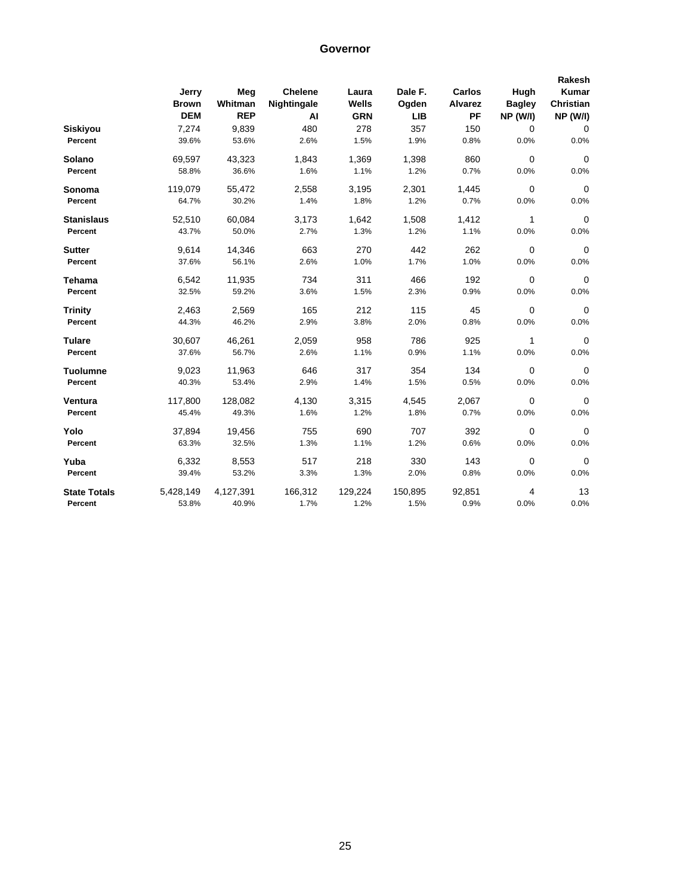# Governor

| | Jerry Brown DEM | Meg Whitman REP | Chelene Nightingale AI | Laura Wells GRN | Dale F. Ogden LIB | Carlos Alvarez PF | Hugh Bagley NP (W/I) | Rakesh Kumar Christian NP (W/I) |
|---|---|---|---|---|---|---|---|---|
| **Siskiyou** | 7,274 | 9,839 | 480 | 278 | 357 | 150 | 0 | 0 |
| **Percent** | 39.6% | 53.6% | 2.6% | 1.5% | 1.9% | 0.8% | 0.0% | 0.0% |
| **Solano** | 69,597 | 43,323 | 1,843 | 1,369 | 1,398 | 860 | 0 | 0 |
| **Percent** | 58.8% | 36.6% | 1.6% | 1.1% | 1.2% | 0.7% | 0.0% | 0.0% |
| **Sonoma** | 119,079 | 55,472 | 2,558 | 3,195 | 2,301 | 1,445 | 0 | 0 |
| **Percent** | 64.7% | 30.2% | 1.4% | 1.8% | 1.2% | 0.7% | 0.0% | 0.0% |
| **Stanislaus** | 52,510 | 60,084 | 3,173 | 1,642 | 1,508 | 1,412 | 1 | 0 |
| **Percent** | 43.7% | 50.0% | 2.7% | 1.3% | 1.2% | 1.1% | 0.0% | 0.0% |
| **Sutter** | 9,614 | 14,346 | 663 | 270 | 442 | 262 | 0 | 0 |
| **Percent** | 37.6% | 56.1% | 2.6% | 1.0% | 1.7% | 1.0% | 0.0% | 0.0% |
| **Tehama** | 6,542 | 11,935 | 734 | 311 | 466 | 192 | 0 | 0 |
| **Percent** | 32.5% | 59.2% | 3.6% | 1.5% | 2.3% | 0.9% | 0.0% | 0.0% |
| **Trinity** | 2,463 | 2,569 | 165 | 212 | 115 | 45 | 0 | 0 |
| **Percent** | 44.3% | 46.2% | 2.9% | 3.8% | 2.0% | 0.8% | 0.0% | 0.0% |
| **Tulare** | 30,607 | 46,261 | 2,059 | 958 | 786 | 925 | 1 | 0 |
| **Percent** | 37.6% | 56.7% | 2.6% | 1.1% | 0.9% | 1.1% | 0.0% | 0.0% |
| **Tuolumne** | 9,023 | 11,963 | 646 | 317 | 354 | 134 | 0 | 0 |
| **Percent** | 40.3% | 53.4% | 2.9% | 1.4% | 1.5% | 0.5% | 0.0% | 0.0% |
| **Ventura** | 117,800 | 128,082 | 4,130 | 3,315 | 4,545 | 2,067 | 0 | 0 |
| **Percent** | 45.4% | 49.3% | 1.6% | 1.2% | 1.8% | 0.7% | 0.0% | 0.0% |
| **Yolo** | 37,894 | 19,456 | 755 | 690 | 707 | 392 | 0 | 0 |
| **Percent** | 63.3% | 32.5% | 1.3% | 1.1% | 1.2% | 0.6% | 0.0% | 0.0% |
| **Yuba** | 6,332 | 8,553 | 517 | 218 | 330 | 143 | 0 | 0 |
| **Percent** | 39.4% | 53.2% | 3.3% | 1.3% | 2.0% | 0.8% | 0.0% | 0.0% |
| **State Totals** | 5,428,149 | 4,127,391 | 166,312 | 129,224 | 150,895 | 92,851 | 4 | 13 |
| **Percent** | 53.8% | 40.9% | 1.7% | 1.2% | 1.5% | 0.9% | 0.0% | 0.0% |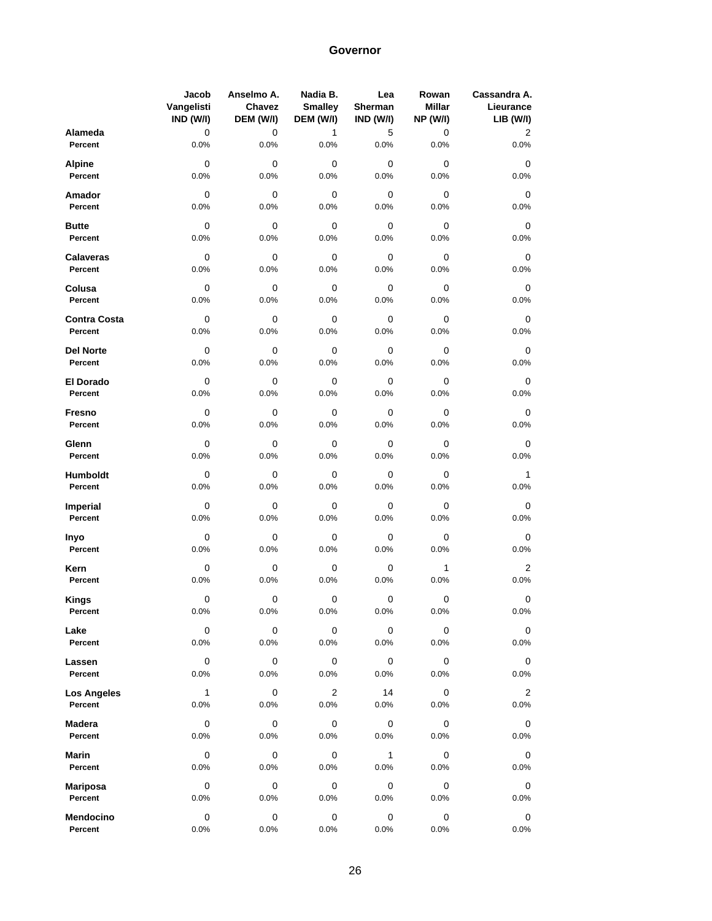## Governor

| | Jacob Vangelisti IND (W/I) | Anselmo A. Chavez DEM (W/I) | Nadia B. Smalley DEM (W/I) | Lea Sherman IND (W/I) | Rowan Millar NP (W/I) | Cassandra A. Lieurance LIB (W/I) |
|---|---|---|---|---|---|---|
| **Alameda** | 0 | 0 | 1 | 5 | 0 | 2 |
| **Percent** | 0.0% | 0.0% | 0.0% | 0.0% | 0.0% | 0.0% |
| **Alpine** | 0 | 0 | 0 | 0 | 0 | 0 |
| **Percent** | 0.0% | 0.0% | 0.0% | 0.0% | 0.0% | 0.0% |
| **Amador** | 0 | 0 | 0 | 0 | 0 | 0 |
| **Percent** | 0.0% | 0.0% | 0.0% | 0.0% | 0.0% | 0.0% |
| **Butte** | 0 | 0 | 0 | 0 | 0 | 0 |
| **Percent** | 0.0% | 0.0% | 0.0% | 0.0% | 0.0% | 0.0% |
| **Calaveras** | 0 | 0 | 0 | 0 | 0 | 0 |
| **Percent** | 0.0% | 0.0% | 0.0% | 0.0% | 0.0% | 0.0% |
| **Colusa** | 0 | 0 | 0 | 0 | 0 | 0 |
| **Percent** | 0.0% | 0.0% | 0.0% | 0.0% | 0.0% | 0.0% |
| **Contra Costa** | 0 | 0 | 0 | 0 | 0 | 0 |
| **Percent** | 0.0% | 0.0% | 0.0% | 0.0% | 0.0% | 0.0% |
| **Del Norte** | 0 | 0 | 0 | 0 | 0 | 0 |
| **Percent** | 0.0% | 0.0% | 0.0% | 0.0% | 0.0% | 0.0% |
| **El Dorado** | 0 | 0 | 0 | 0 | 0 | 0 |
| **Percent** | 0.0% | 0.0% | 0.0% | 0.0% | 0.0% | 0.0% |
| **Fresno** | 0 | 0 | 0 | 0 | 0 | 0 |
| **Percent** | 0.0% | 0.0% | 0.0% | 0.0% | 0.0% | 0.0% |
| **Glenn** | 0 | 0 | 0 | 0 | 0 | 0 |
| **Percent** | 0.0% | 0.0% | 0.0% | 0.0% | 0.0% | 0.0% |
| **Humboldt** | 0 | 0 | 0 | 0 | 0 | 1 |
| **Percent** | 0.0% | 0.0% | 0.0% | 0.0% | 0.0% | 0.0% |
| **Imperial** | 0 | 0 | 0 | 0 | 0 | 0 |
| **Percent** | 0.0% | 0.0% | 0.0% | 0.0% | 0.0% | 0.0% |
| **Inyo** | 0 | 0 | 0 | 0 | 0 | 0 |
| **Percent** | 0.0% | 0.0% | 0.0% | 0.0% | 0.0% | 0.0% |
| **Kern** | 0 | 0 | 0 | 0 | 1 | 2 |
| **Percent** | 0.0% | 0.0% | 0.0% | 0.0% | 0.0% | 0.0% |
| **Kings** | 0 | 0 | 0 | 0 | 0 | 0 |
| **Percent** | 0.0% | 0.0% | 0.0% | 0.0% | 0.0% | 0.0% |
| **Lake** | 0 | 0 | 0 | 0 | 0 | 0 |
| **Percent** | 0.0% | 0.0% | 0.0% | 0.0% | 0.0% | 0.0% |
| **Lassen** | 0 | 0 | 0 | 0 | 0 | 0 |
| **Percent** | 0.0% | 0.0% | 0.0% | 0.0% | 0.0% | 0.0% |
| **Los Angeles** | 1 | 0 | 2 | 14 | 0 | 2 |
| **Percent** | 0.0% | 0.0% | 0.0% | 0.0% | 0.0% | 0.0% |
| **Madera** | 0 | 0 | 0 | 0 | 0 | 0 |
| **Percent** | 0.0% | 0.0% | 0.0% | 0.0% | 0.0% | 0.0% |
| **Marin** | 0 | 0 | 0 | 1 | 0 | 0 |
| **Percent** | 0.0% | 0.0% | 0.0% | 0.0% | 0.0% | 0.0% |
| **Mariposa** | 0 | 0 | 0 | 0 | 0 | 0 |
| **Percent** | 0.0% | 0.0% | 0.0% | 0.0% | 0.0% | 0.0% |
| **Mendocino** | 0 | 0 | 0 | 0 | 0 | 0 |
| **Percent** | 0.0% | 0.0% | 0.0% | 0.0% | 0.0% | 0.0% |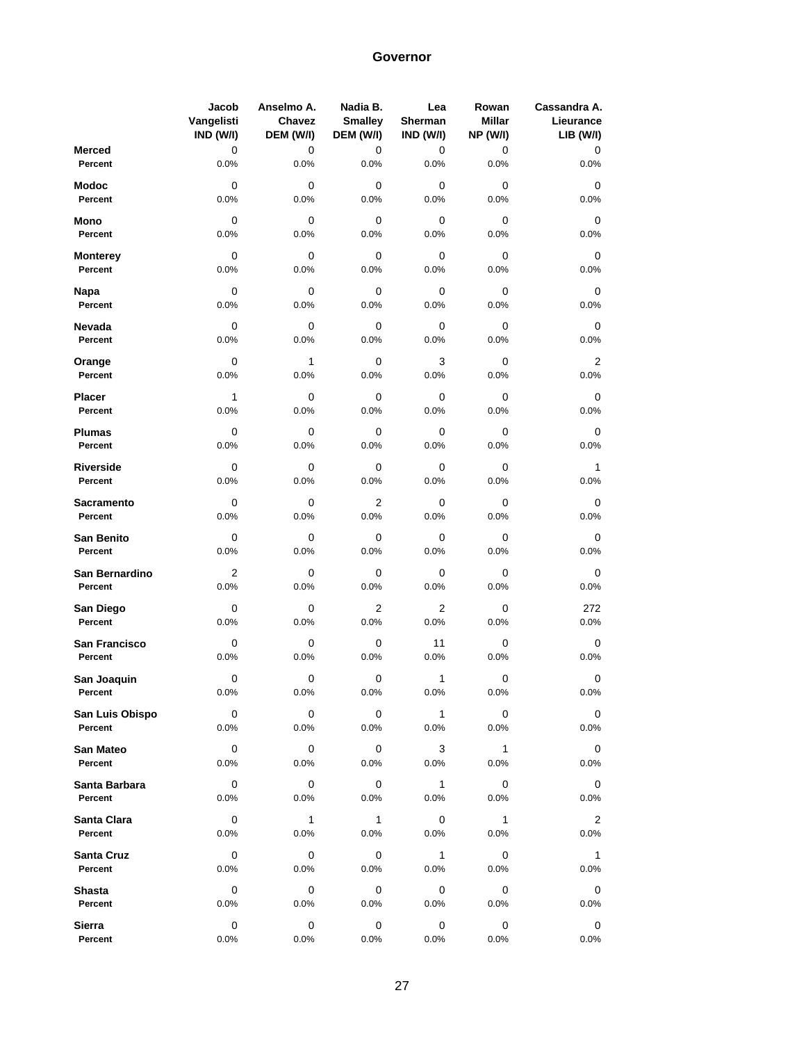# Governor

| | Jacob Vangelisti IND (W/I) | Anselmo A. Chavez DEM (W/I) | Nadia B. Smalley DEM (W/I) | Lea Sherman IND (W/I) | Rowan Millar NP (W/I) | Cassandra A. Lieurance LIB (W/I) |
|---|---|---|---|---|---|---|
| **Merced** | 0 | 0 | 0 | 0 | 0 | 0 |
| **Percent** | 0.0% | 0.0% | 0.0% | 0.0% | 0.0% | 0.0% |
| **Modoc** | 0 | 0 | 0 | 0 | 0 | 0 |
| **Percent** | 0.0% | 0.0% | 0.0% | 0.0% | 0.0% | 0.0% |
| **Mono** | 0 | 0 | 0 | 0 | 0 | 0 |
| **Percent** | 0.0% | 0.0% | 0.0% | 0.0% | 0.0% | 0.0% |
| **Monterey** | 0 | 0 | 0 | 0 | 0 | 0 |
| **Percent** | 0.0% | 0.0% | 0.0% | 0.0% | 0.0% | 0.0% |
| **Napa** | 0 | 0 | 0 | 0 | 0 | 0 |
| **Percent** | 0.0% | 0.0% | 0.0% | 0.0% | 0.0% | 0.0% |
| **Nevada** | 0 | 0 | 0 | 0 | 0 | 0 |
| **Percent** | 0.0% | 0.0% | 0.0% | 0.0% | 0.0% | 0.0% |
| **Orange** | 0 | 1 | 0 | 3 | 0 | 2 |
| **Percent** | 0.0% | 0.0% | 0.0% | 0.0% | 0.0% | 0.0% |
| **Placer** | 1 | 0 | 0 | 0 | 0 | 0 |
| **Percent** | 0.0% | 0.0% | 0.0% | 0.0% | 0.0% | 0.0% |
| **Plumas** | 0 | 0 | 0 | 0 | 0 | 0 |
| **Percent** | 0.0% | 0.0% | 0.0% | 0.0% | 0.0% | 0.0% |
| **Riverside** | 0 | 0 | 0 | 0 | 0 | 1 |
| **Percent** | 0.0% | 0.0% | 0.0% | 0.0% | 0.0% | 0.0% |
| **Sacramento** | 0 | 0 | 2 | 0 | 0 | 0 |
| **Percent** | 0.0% | 0.0% | 0.0% | 0.0% | 0.0% | 0.0% |
| **San Benito** | 0 | 0 | 0 | 0 | 0 | 0 |
| **Percent** | 0.0% | 0.0% | 0.0% | 0.0% | 0.0% | 0.0% |
| **San Bernardino** | 2 | 0 | 0 | 0 | 0 | 0 |
| **Percent** | 0.0% | 0.0% | 0.0% | 0.0% | 0.0% | 0.0% |
| **San Diego** | 0 | 0 | 2 | 2 | 0 | 272 |
| **Percent** | 0.0% | 0.0% | 0.0% | 0.0% | 0.0% | 0.0% |
| **San Francisco** | 0 | 0 | 0 | 11 | 0 | 0 |
| **Percent** | 0.0% | 0.0% | 0.0% | 0.0% | 0.0% | 0.0% |
| **San Joaquin** | 0 | 0 | 0 | 1 | 0 | 0 |
| **Percent** | 0.0% | 0.0% | 0.0% | 0.0% | 0.0% | 0.0% |
| **San Luis Obispo** | 0 | 0 | 0 | 1 | 0 | 0 |
| **Percent** | 0.0% | 0.0% | 0.0% | 0.0% | 0.0% | 0.0% |
| **San Mateo** | 0 | 0 | 0 | 3 | 1 | 0 |
| **Percent** | 0.0% | 0.0% | 0.0% | 0.0% | 0.0% | 0.0% |
| **Santa Barbara** | 0 | 0 | 0 | 1 | 0 | 0 |
| **Percent** | 0.0% | 0.0% | 0.0% | 0.0% | 0.0% | 0.0% |
| **Santa Clara** | 0 | 1 | 1 | 0 | 1 | 2 |
| **Percent** | 0.0% | 0.0% | 0.0% | 0.0% | 0.0% | 0.0% |
| **Santa Cruz** | 0 | 0 | 0 | 1 | 0 | 1 |
| **Percent** | 0.0% | 0.0% | 0.0% | 0.0% | 0.0% | 0.0% |
| **Shasta** | 0 | 0 | 0 | 0 | 0 | 0 |
| **Percent** | 0.0% | 0.0% | 0.0% | 0.0% | 0.0% | 0.0% |
| **Sierra** | 0 | 0 | 0 | 0 | 0 | 0 |
| **Percent** | 0.0% | 0.0% | 0.0% | 0.0% | 0.0% | 0.0% |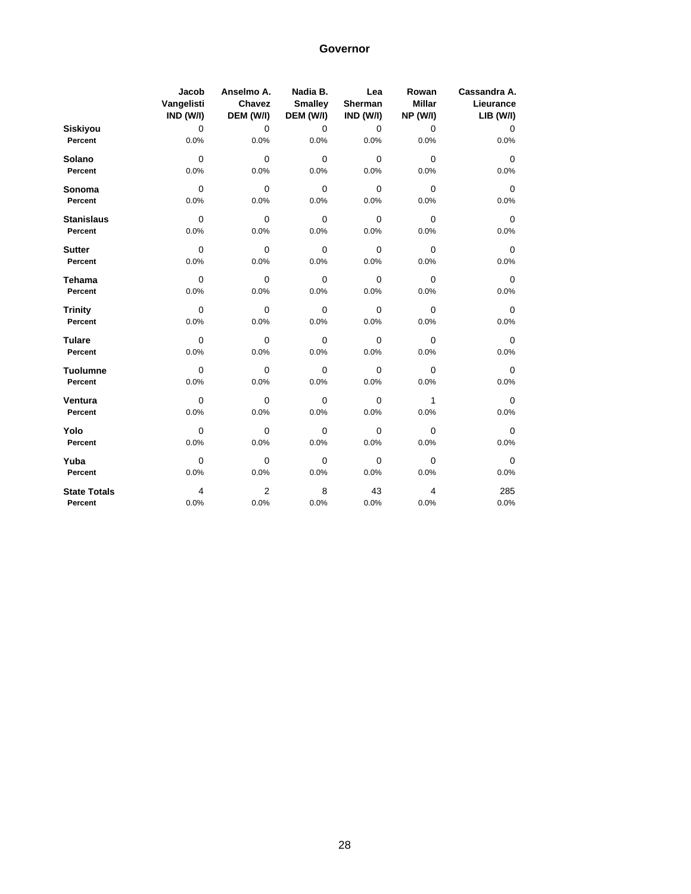# Governor

| | Jacob Vangelisti IND (W/I) | Anselmo A. Chavez DEM (W/I) | Nadia B. Smalley DEM (W/I) | Lea Sherman IND (W/I) | Rowan Millar NP (W/I) | Cassandra A. Lieurance LIB (W/I) |
|---|---|---|---|---|---|---|
| **Siskiyou** | 0 | 0 | 0 | 0 | 0 | 0 |
| **Percent** | 0.0% | 0.0% | 0.0% | 0.0% | 0.0% | 0.0% |
| **Solano** | 0 | 0 | 0 | 0 | 0 | 0 |
| **Percent** | 0.0% | 0.0% | 0.0% | 0.0% | 0.0% | 0.0% |
| **Sonoma** | 0 | 0 | 0 | 0 | 0 | 0 |
| **Percent** | 0.0% | 0.0% | 0.0% | 0.0% | 0.0% | 0.0% |
| **Stanislaus** | 0 | 0 | 0 | 0 | 0 | 0 |
| **Percent** | 0.0% | 0.0% | 0.0% | 0.0% | 0.0% | 0.0% |
| **Sutter** | 0 | 0 | 0 | 0 | 0 | 0 |
| **Percent** | 0.0% | 0.0% | 0.0% | 0.0% | 0.0% | 0.0% |
| **Tehama** | 0 | 0 | 0 | 0 | 0 | 0 |
| **Percent** | 0.0% | 0.0% | 0.0% | 0.0% | 0.0% | 0.0% |
| **Trinity** | 0 | 0 | 0 | 0 | 0 | 0 |
| **Percent** | 0.0% | 0.0% | 0.0% | 0.0% | 0.0% | 0.0% |
| **Tulare** | 0 | 0 | 0 | 0 | 0 | 0 |
| **Percent** | 0.0% | 0.0% | 0.0% | 0.0% | 0.0% | 0.0% |
| **Tuolumne** | 0 | 0 | 0 | 0 | 0 | 0 |
| **Percent** | 0.0% | 0.0% | 0.0% | 0.0% | 0.0% | 0.0% |
| **Ventura** | 0 | 0 | 0 | 0 | 1 | 0 |
| **Percent** | 0.0% | 0.0% | 0.0% | 0.0% | 0.0% | 0.0% |
| **Yolo** | 0 | 0 | 0 | 0 | 0 | 0 |
| **Percent** | 0.0% | 0.0% | 0.0% | 0.0% | 0.0% | 0.0% |
| **Yuba** | 0 | 0 | 0 | 0 | 0 | 0 |
| **Percent** | 0.0% | 0.0% | 0.0% | 0.0% | 0.0% | 0.0% |
| **State Totals** | 4 | 2 | 8 | 43 | 4 | 285 |
| **Percent** | 0.0% | 0.0% | 0.0% | 0.0% | 0.0% | 0.0% |